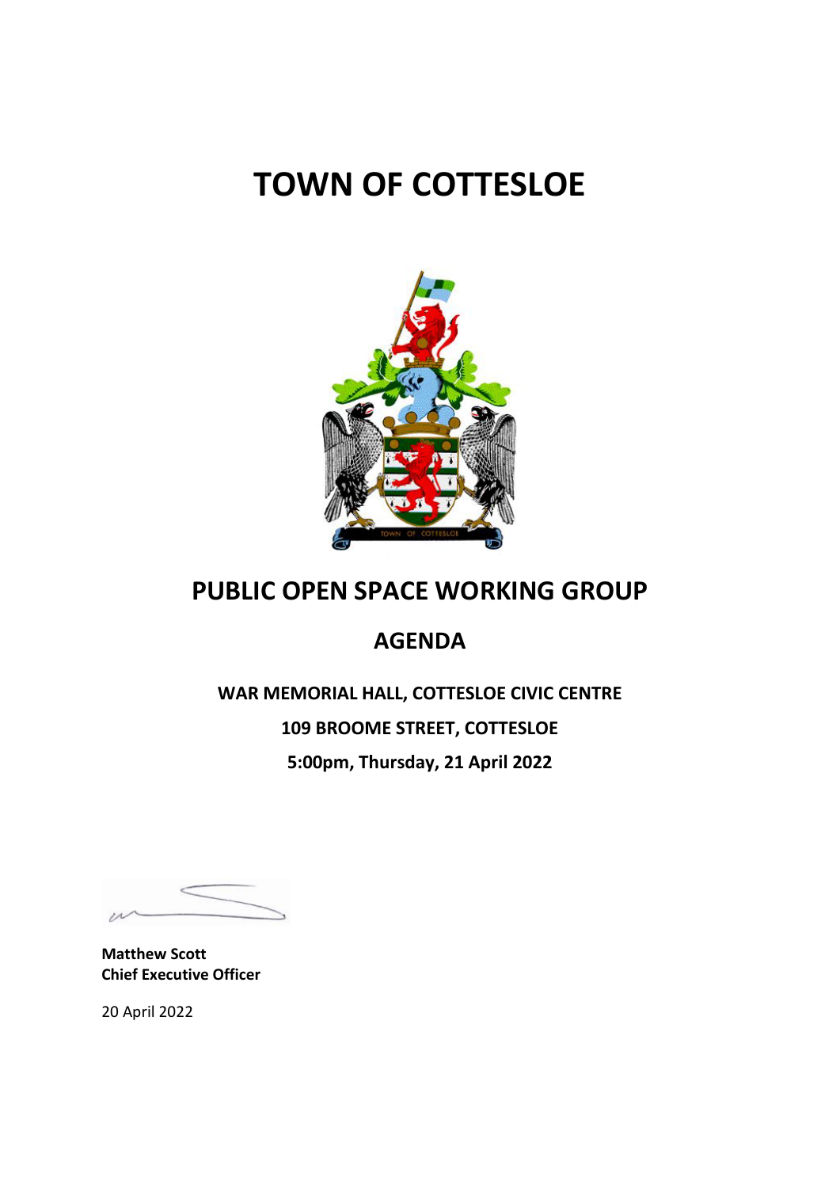# TOWN OF COTTESLOE

## PUBLIC OPEN SPACE WORKING GROUP

## AGENDA

**WAR MEMORIAL HALL, COTTESLOE CIVIC CENTRE**

**109 BROOME STREET, COTTESLOE**

**5:00pm, Thursday, 21 April 2022**

**Matthew Scott**
**Chief Executive Officer**

20 April 2022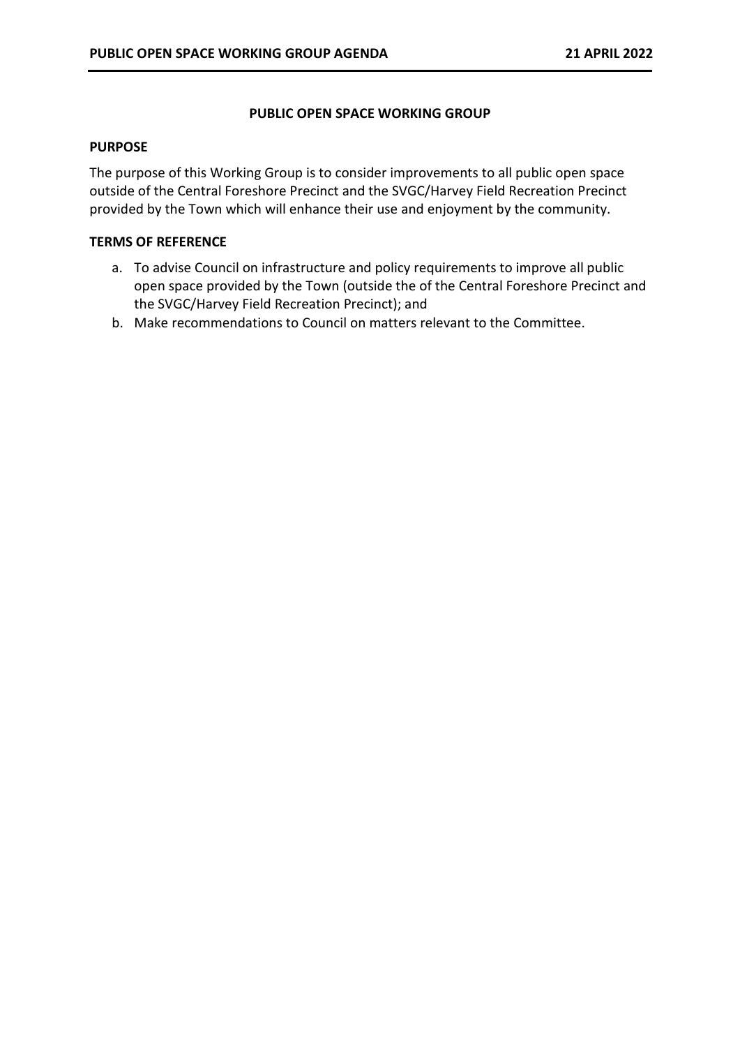# PUBLIC OPEN SPACE WORKING GROUP

## PURPOSE

The purpose of this Working Group is to consider improvements to all public open space outside of the Central Foreshore Precinct and the SVGC/Harvey Field Recreation Precinct provided by the Town which will enhance their use and enjoyment by the community.

## TERMS OF REFERENCE

a. To advise Council on infrastructure and policy requirements to improve all public open space provided by the Town (outside the of the Central Foreshore Precinct and the SVGC/Harvey Field Recreation Precinct); and
b. Make recommendations to Council on matters relevant to the Committee.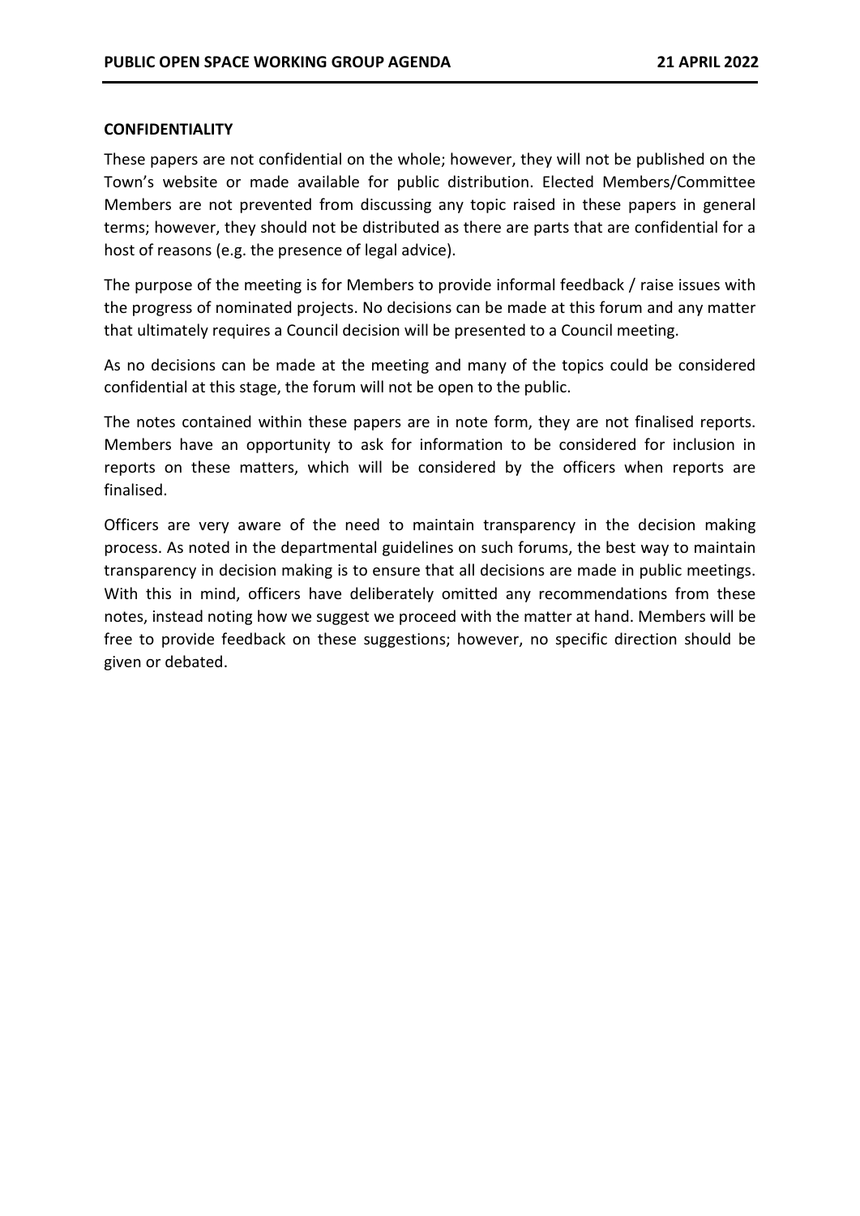**CONFIDENTIALITY**

These papers are not confidential on the whole; however, they will not be published on the Town's website or made available for public distribution. Elected Members/Committee Members are not prevented from discussing any topic raised in these papers in general terms; however, they should not be distributed as there are parts that are confidential for a host of reasons (e.g. the presence of legal advice).

The purpose of the meeting is for Members to provide informal feedback / raise issues with the progress of nominated projects. No decisions can be made at this forum and any matter that ultimately requires a Council decision will be presented to a Council meeting.

As no decisions can be made at the meeting and many of the topics could be considered confidential at this stage, the forum will not be open to the public.

The notes contained within these papers are in note form, they are not finalised reports. Members have an opportunity to ask for information to be considered for inclusion in reports on these matters, which will be considered by the officers when reports are finalised.

Officers are very aware of the need to maintain transparency in the decision making process. As noted in the departmental guidelines on such forums, the best way to maintain transparency in decision making is to ensure that all decisions are made in public meetings. With this in mind, officers have deliberately omitted any recommendations from these notes, instead noting how we suggest we proceed with the matter at hand. Members will be free to provide feedback on these suggestions; however, no specific direction should be given or debated.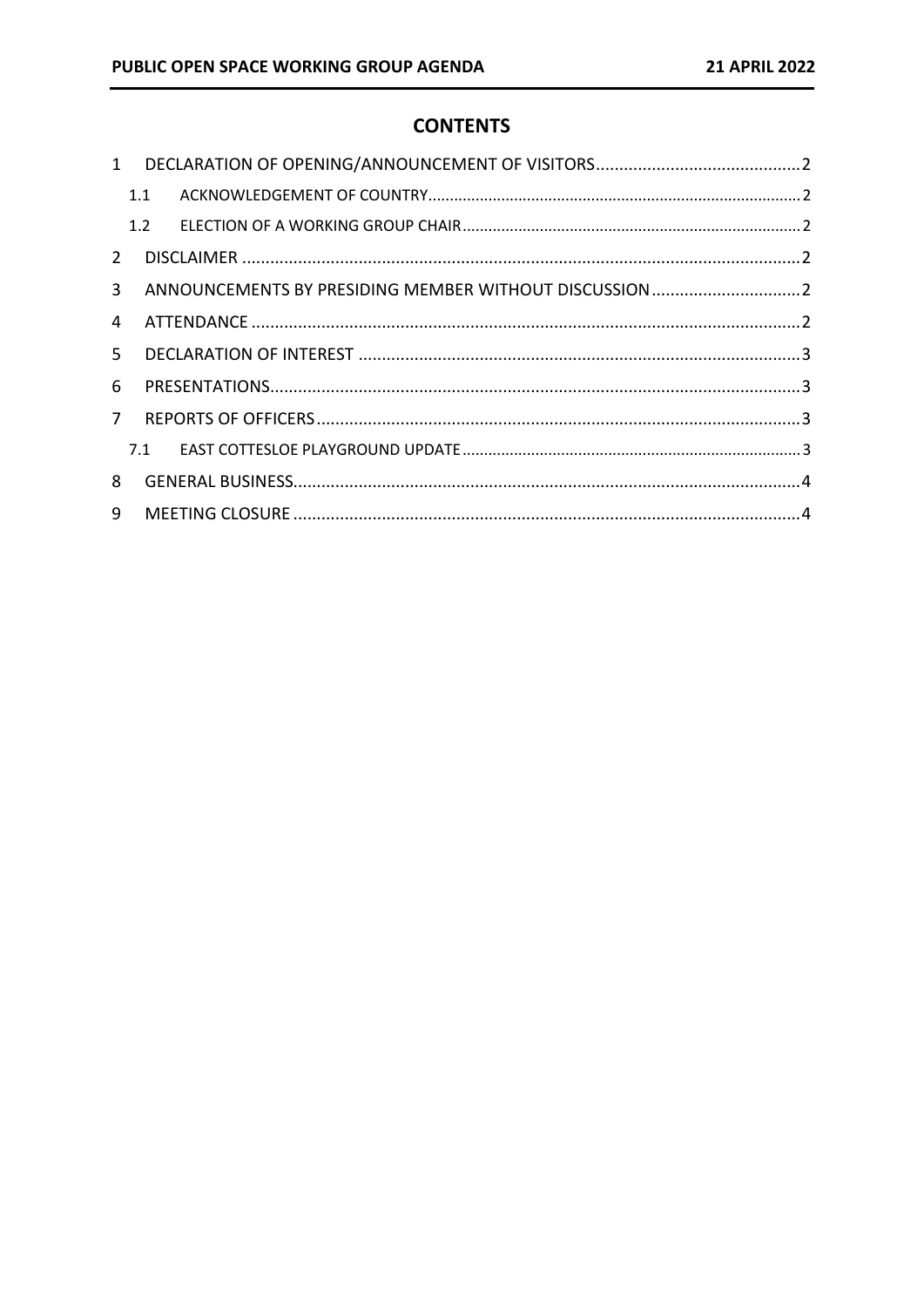## CONTENTS

1 DECLARATION OF OPENING/ANNOUNCEMENT OF VISITORS .......... 2

- 1.1 ACKNOWLEDGEMENT OF COUNTRY .......... 2
- 1.2 ELECTION OF A WORKING GROUP CHAIR .......... 2

2 DISCLAIMER .......... 2

3 ANNOUNCEMENTS BY PRESIDING MEMBER WITHOUT DISCUSSION .......... 2

4 ATTENDANCE .......... 2

5 DECLARATION OF INTEREST .......... 3

6 PRESENTATIONS .......... 3

7 REPORTS OF OFFICERS .......... 3

- 7.1 EAST COTTESLOE PLAYGROUND UPDATE .......... 3

8 GENERAL BUSINESS .......... 4

9 MEETING CLOSURE .......... 4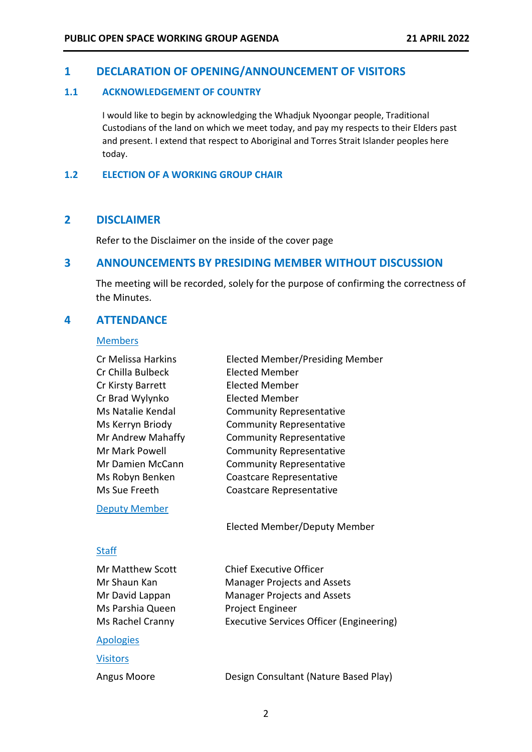# 1 DECLARATION OF OPENING/ANNOUNCEMENT OF VISITORS

## 1.1 ACKNOWLEDGEMENT OF COUNTRY

I would like to begin by acknowledging the Whadjuk Nyoongar people, Traditional Custodians of the land on which we meet today, and pay my respects to their Elders past and present. I extend that respect to Aboriginal and Torres Strait Islander peoples here today.

## 1.2 ELECTION OF A WORKING GROUP CHAIR

# 2 DISCLAIMER

Refer to the Disclaimer on the inside of the cover page

# 3 ANNOUNCEMENTS BY PRESIDING MEMBER WITHOUT DISCUSSION

The meeting will be recorded, solely for the purpose of confirming the correctness of the Minutes.

# 4 ATTENDANCE

Members

| | |
|---|---|
| Cr Melissa Harkins | Elected Member/Presiding Member |
| Cr Chilla Bulbeck | Elected Member |
| Cr Kirsty Barrett | Elected Member |
| Cr Brad Wylynko | Elected Member |
| Ms Natalie Kendal | Community Representative |
| Ms Kerryn Briody | Community Representative |
| Mr Andrew Mahaffy | Community Representative |
| Mr Mark Powell | Community Representative |
| Mr Damien McCann | Community Representative |
| Ms Robyn Benken | Coastcare Representative |
| Ms Sue Freeth | Coastcare Representative |

Deputy Member

| | |
|---|---|
| | Elected Member/Deputy Member |

Staff

| | |
|---|---|
| Mr Matthew Scott | Chief Executive Officer |
| Mr Shaun Kan | Manager Projects and Assets |
| Mr David Lappan | Manager Projects and Assets |
| Ms Parshia Queen | Project Engineer |
| Ms Rachel Cranny | Executive Services Officer (Engineering) |

Apologies

Visitors

| | |
|---|---|
| Angus Moore | Design Consultant (Nature Based Play) |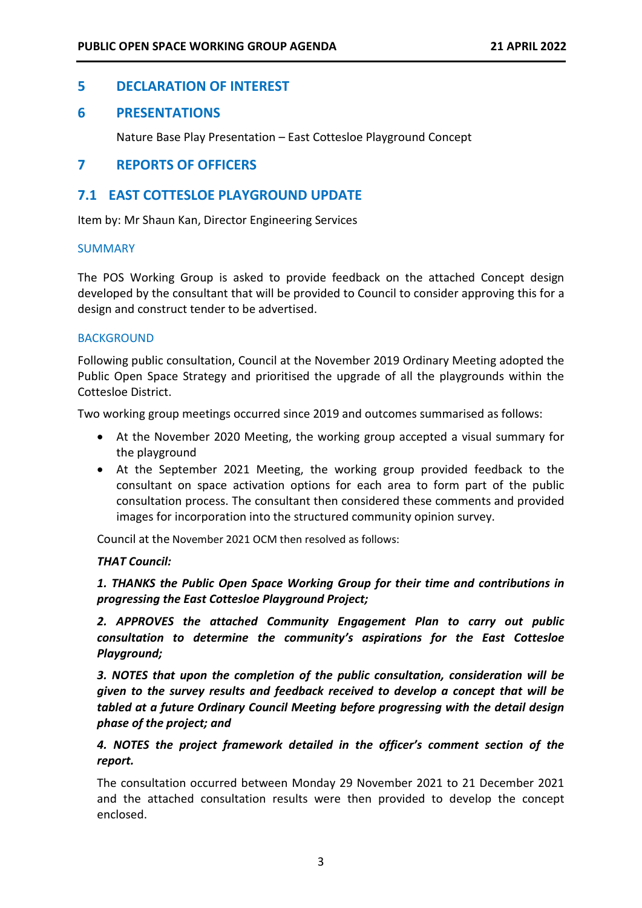## 5 DECLARATION OF INTEREST

## 6 PRESENTATIONS

Nature Base Play Presentation – East Cottesloe Playground Concept

## 7 REPORTS OF OFFICERS

## 7.1 EAST COTTESLOE PLAYGROUND UPDATE

Item by: Mr Shaun Kan, Director Engineering Services

### SUMMARY

The POS Working Group is asked to provide feedback on the attached Concept design developed by the consultant that will be provided to Council to consider approving this for a design and construct tender to be advertised.

### BACKGROUND

Following public consultation, Council at the November 2019 Ordinary Meeting adopted the Public Open Space Strategy and prioritised the upgrade of all the playgrounds within the Cottesloe District.

Two working group meetings occurred since 2019 and outcomes summarised as follows:

- At the November 2020 Meeting, the working group accepted a visual summary for the playground
- At the September 2021 Meeting, the working group provided feedback to the consultant on space activation options for each area to form part of the public consultation process. The consultant then considered these comments and provided images for incorporation into the structured community opinion survey.

Council at the November 2021 OCM then resolved as follows:

***THAT Council:***

***1. THANKS the Public Open Space Working Group for their time and contributions in progressing the East Cottesloe Playground Project;***

***2. APPROVES the attached Community Engagement Plan to carry out public consultation to determine the community's aspirations for the East Cottesloe Playground;***

***3. NOTES that upon the completion of the public consultation, consideration will be given to the survey results and feedback received to develop a concept that will be tabled at a future Ordinary Council Meeting before progressing with the detail design phase of the project; and***

***4. NOTES the project framework detailed in the officer's comment section of the report.***

The consultation occurred between Monday 29 November 2021 to 21 December 2021 and the attached consultation results were then provided to develop the concept enclosed.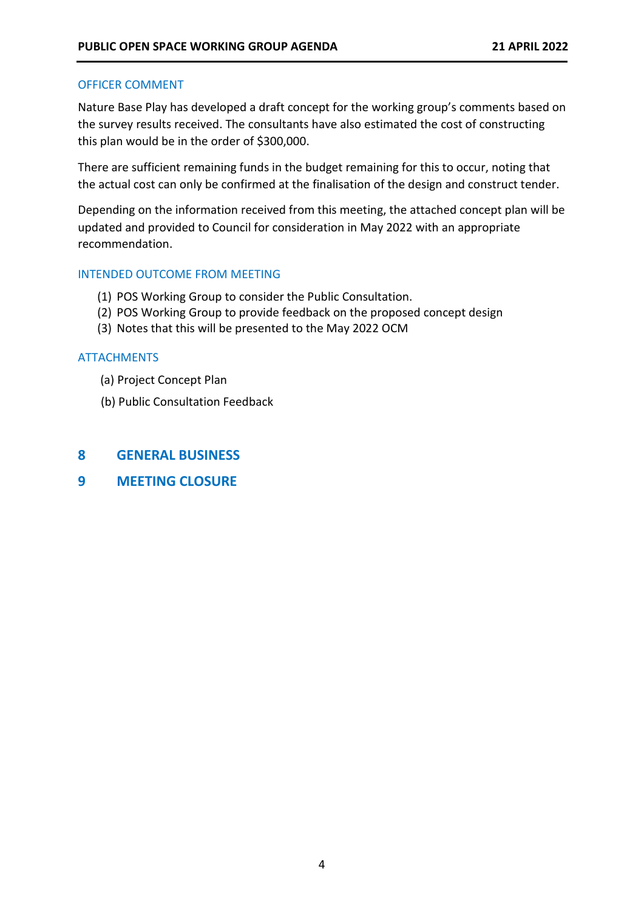#### OFFICER COMMENT

Nature Base Play has developed a draft concept for the working group's comments based on the survey results received. The consultants have also estimated the cost of constructing this plan would be in the order of $300,000.

There are sufficient remaining funds in the budget remaining for this to occur, noting that the actual cost can only be confirmed at the finalisation of the design and construct tender.

Depending on the information received from this meeting, the attached concept plan will be updated and provided to Council for consideration in May 2022 with an appropriate recommendation.

#### INTENDED OUTCOME FROM MEETING

(1) POS Working Group to consider the Public Consultation.
(2) POS Working Group to provide feedback on the proposed concept design
(3) Notes that this will be presented to the May 2022 OCM

#### ATTACHMENTS

(a) Project Concept Plan

(b) Public Consultation Feedback

## 8 GENERAL BUSINESS

## 9 MEETING CLOSURE